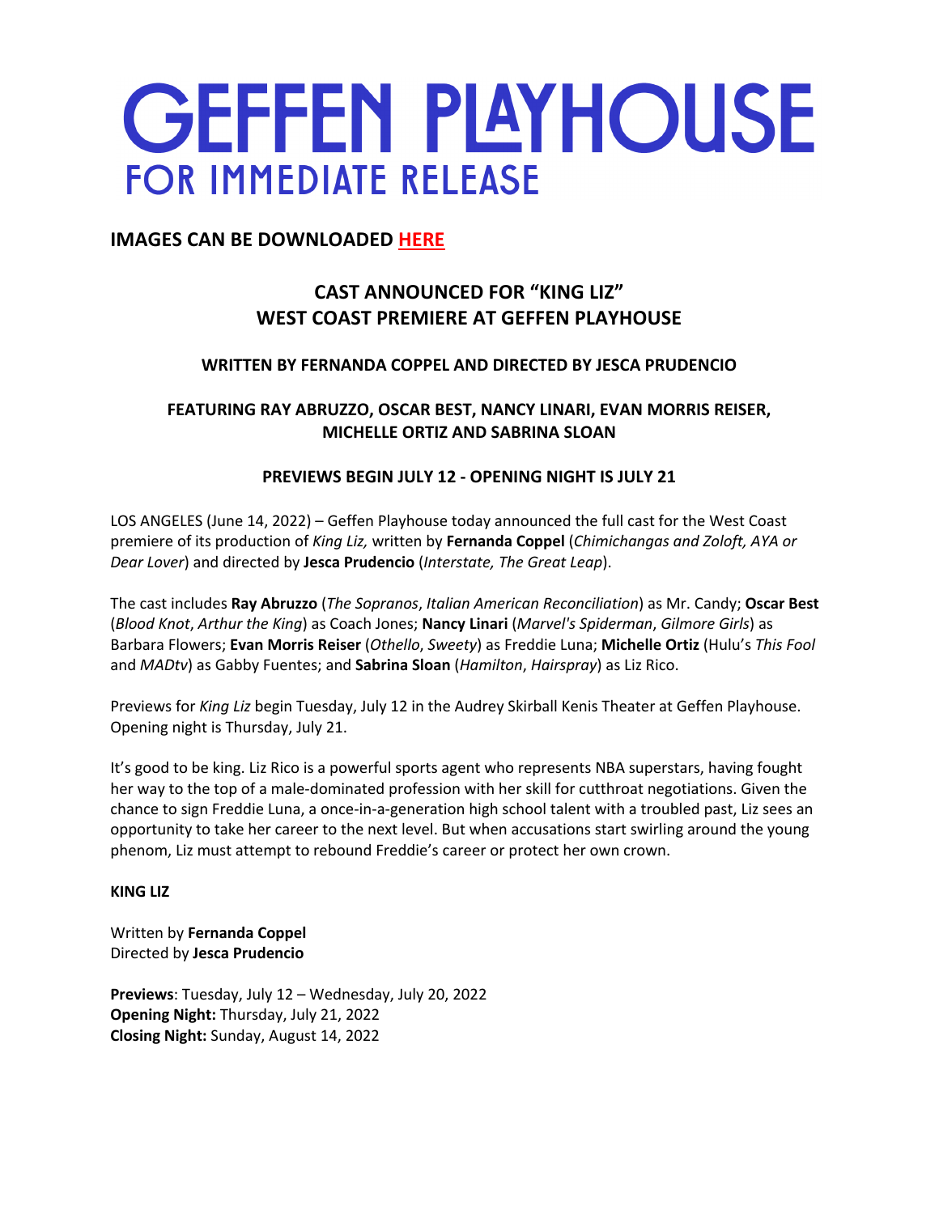# GEFFEN PLAYHOUSE

## FOR IMMEDIATE RELEASE

**IMAGES CAN BE DOWNLOADED HERE**

**CAST ANNOUNCED FOR "KING LIZ"**
**WEST COAST PREMIERE AT GEFFEN PLAYHOUSE**

**WRITTEN BY FERNANDA COPPEL AND DIRECTED BY JESCA PRUDENCIO**

**FEATURING RAY ABRUZZO, OSCAR BEST, NANCY LINARI, EVAN MORRIS REISER, MICHELLE ORTIZ AND SABRINA SLOAN**

**PREVIEWS BEGIN JULY 12 - OPENING NIGHT IS JULY 21**

LOS ANGELES (June 14, 2022) – Geffen Playhouse today announced the full cast for the West Coast premiere of its production of *King Liz,* written by **Fernanda Coppel** (*Chimichangas and Zoloft, AYA or Dear Lover*) and directed by **Jesca Prudencio** (*Interstate, The Great Leap*).

The cast includes **Ray Abruzzo** (*The Sopranos*, *Italian American Reconciliation*) as Mr. Candy; **Oscar Best** (*Blood Knot*, *Arthur the King*) as Coach Jones; **Nancy Linari** (*Marvel's Spiderman*, *Gilmore Girls*) as Barbara Flowers; **Evan Morris Reiser** (*Othello*, *Sweety*) as Freddie Luna; **Michelle Ortiz** (Hulu's *This Fool* and *MADtv*) as Gabby Fuentes; and **Sabrina Sloan** (*Hamilton*, *Hairspray*) as Liz Rico.

Previews for *King Liz* begin Tuesday, July 12 in the Audrey Skirball Kenis Theater at Geffen Playhouse. Opening night is Thursday, July 21.

It's good to be king. Liz Rico is a powerful sports agent who represents NBA superstars, having fought her way to the top of a male-dominated profession with her skill for cutthroat negotiations. Given the chance to sign Freddie Luna, a once-in-a-generation high school talent with a troubled past, Liz sees an opportunity to take her career to the next level. But when accusations start swirling around the young phenom, Liz must attempt to rebound Freddie's career or protect her own crown.

**KING LIZ**

Written by **Fernanda Coppel**
Directed by **Jesca Prudencio**

**Previews**: Tuesday, July 12 – Wednesday, July 20, 2022
**Opening Night:** Thursday, July 21, 2022
**Closing Night:** Sunday, August 14, 2022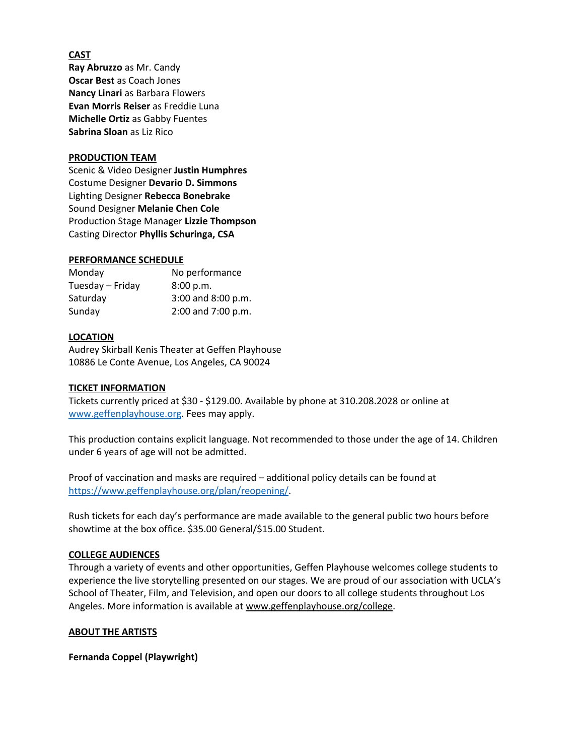## CAST

**Ray Abruzzo** as Mr. Candy
**Oscar Best** as Coach Jones
**Nancy Linari** as Barbara Flowers
**Evan Morris Reiser** as Freddie Luna
**Michelle Ortiz** as Gabby Fuentes
**Sabrina Sloan** as Liz Rico

## PRODUCTION TEAM

Scenic & Video Designer **Justin Humphres**
Costume Designer **Devario D. Simmons**
Lighting Designer **Rebecca Bonebrake**
Sound Designer **Melanie Chen Cole**
Production Stage Manager **Lizzie Thompson**
Casting Director **Phyllis Schuringa, CSA**

## PERFORMANCE SCHEDULE

| | |
|---|---|
| Monday | No performance |
| Tuesday – Friday | 8:00 p.m. |
| Saturday | 3:00 and 8:00 p.m. |
| Sunday | 2:00 and 7:00 p.m. |

## LOCATION

Audrey Skirball Kenis Theater at Geffen Playhouse
10886 Le Conte Avenue, Los Angeles, CA 90024

## TICKET INFORMATION

Tickets currently priced at $30 - $129.00. Available by phone at 310.208.2028 or online at www.geffenplayhouse.org. Fees may apply.

This production contains explicit language. Not recommended to those under the age of 14. Children under 6 years of age will not be admitted.

Proof of vaccination and masks are required – additional policy details can be found at https://www.geffenplayhouse.org/plan/reopening/.

Rush tickets for each day's performance are made available to the general public two hours before showtime at the box office. $35.00 General/$15.00 Student.

## COLLEGE AUDIENCES

Through a variety of events and other opportunities, Geffen Playhouse welcomes college students to experience the live storytelling presented on our stages. We are proud of our association with UCLA's School of Theater, Film, and Television, and open our doors to all college students throughout Los Angeles. More information is available at www.geffenplayhouse.org/college.

## ABOUT THE ARTISTS

**Fernanda Coppel (Playwright)**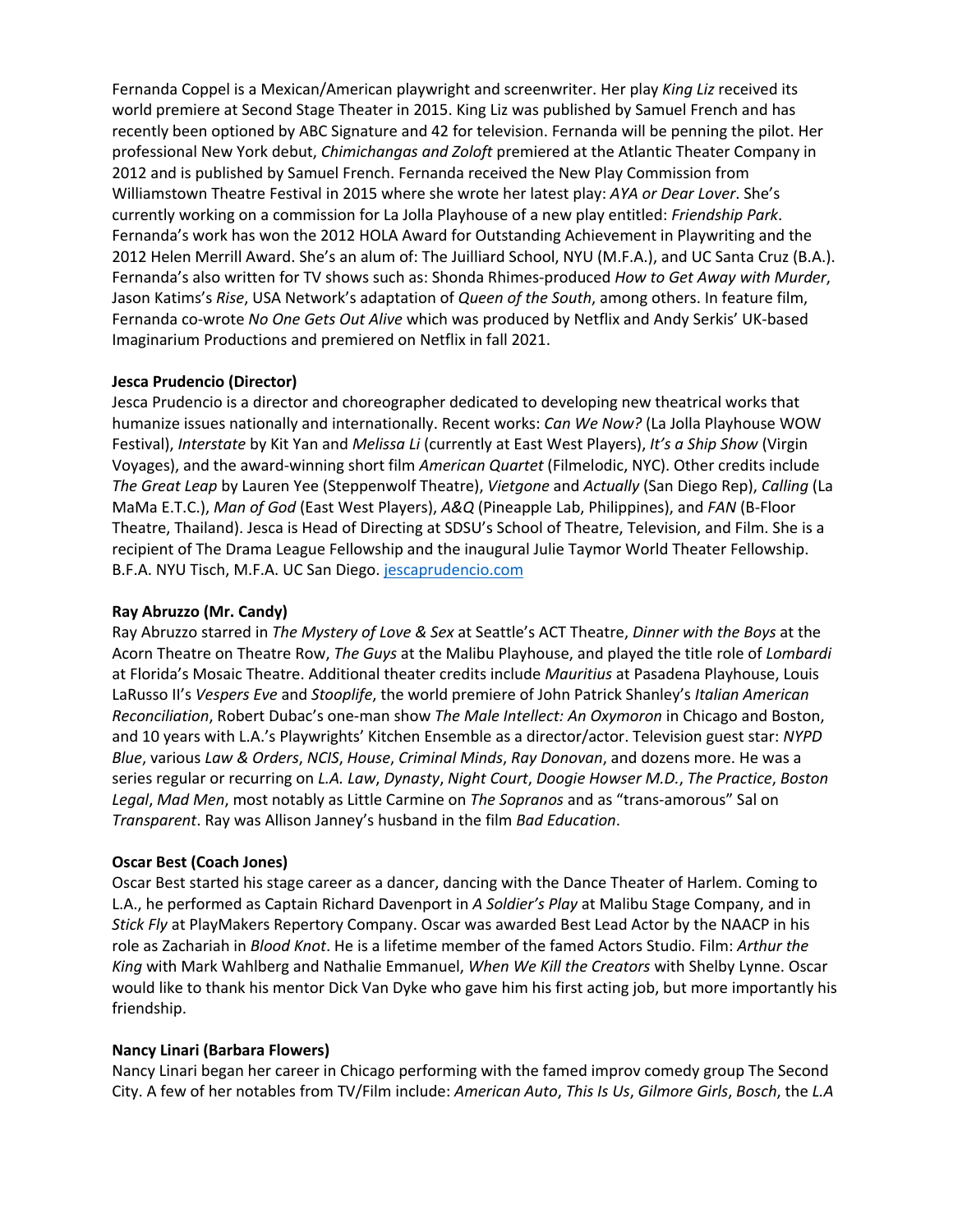Fernanda Coppel is a Mexican/American playwright and screenwriter. Her play *King Liz* received its world premiere at Second Stage Theater in 2015. King Liz was published by Samuel French and has recently been optioned by ABC Signature and 42 for television. Fernanda will be penning the pilot. Her professional New York debut, *Chimichangas and Zoloft* premiered at the Atlantic Theater Company in 2012 and is published by Samuel French. Fernanda received the New Play Commission from Williamstown Theatre Festival in 2015 where she wrote her latest play: *AYA or Dear Lover*. She's currently working on a commission for La Jolla Playhouse of a new play entitled: *Friendship Park*. Fernanda's work has won the 2012 HOLA Award for Outstanding Achievement in Playwriting and the 2012 Helen Merrill Award. She's an alum of: The Juilliard School, NYU (M.F.A.), and UC Santa Cruz (B.A.). Fernanda's also written for TV shows such as: Shonda Rhimes-produced *How to Get Away with Murder*, Jason Katims's *Rise*, USA Network's adaptation of *Queen of the South*, among others. In feature film, Fernanda co-wrote *No One Gets Out Alive* which was produced by Netflix and Andy Serkis' UK-based Imaginarium Productions and premiered on Netflix in fall 2021.

**Jesca Prudencio (Director)**
Jesca Prudencio is a director and choreographer dedicated to developing new theatrical works that humanize issues nationally and internationally. Recent works: *Can We Now?* (La Jolla Playhouse WOW Festival), *Interstate* by Kit Yan and *Melissa Li* (currently at East West Players), *It's a Ship Show* (Virgin Voyages), and the award-winning short film *American Quartet* (Filmelodic, NYC). Other credits include *The Great Leap* by Lauren Yee (Steppenwolf Theatre), *Vietgone* and *Actually* (San Diego Rep), *Calling* (La MaMa E.T.C.), *Man of God* (East West Players), *A&Q* (Pineapple Lab, Philippines), and *FAN* (B-Floor Theatre, Thailand). Jesca is Head of Directing at SDSU's School of Theatre, Television, and Film. She is a recipient of The Drama League Fellowship and the inaugural Julie Taymor World Theater Fellowship. B.F.A. NYU Tisch, M.F.A. UC San Diego. [jescaprudencio.com](jescaprudencio.com)

**Ray Abruzzo (Mr. Candy)**
Ray Abruzzo starred in *The Mystery of Love & Sex* at Seattle's ACT Theatre, *Dinner with the Boys* at the Acorn Theatre on Theatre Row, *The Guys* at the Malibu Playhouse, and played the title role of *Lombardi* at Florida's Mosaic Theatre. Additional theater credits include *Mauritius* at Pasadena Playhouse, Louis LaRusso II's *Vespers Eve* and *Stooplife*, the world premiere of John Patrick Shanley's *Italian American Reconciliation*, Robert Dubac's one-man show *The Male Intellect: An Oxymoron* in Chicago and Boston, and 10 years with L.A.'s Playwrights' Kitchen Ensemble as a director/actor. Television guest star: *NYPD Blue*, various *Law & Orders*, *NCIS*, *House*, *Criminal Minds*, *Ray Donovan*, and dozens more. He was a series regular or recurring on *L.A. Law*, *Dynasty*, *Night Court*, *Doogie Howser M.D.*, *The Practice*, *Boston Legal*, *Mad Men*, most notably as Little Carmine on *The Sopranos* and as "trans-amorous" Sal on *Transparent*. Ray was Allison Janney's husband in the film *Bad Education*.

**Oscar Best (Coach Jones)**
Oscar Best started his stage career as a dancer, dancing with the Dance Theater of Harlem. Coming to L.A., he performed as Captain Richard Davenport in *A Soldier's Play* at Malibu Stage Company, and in *Stick Fly* at PlayMakers Repertory Company. Oscar was awarded Best Lead Actor by the NAACP in his role as Zachariah in *Blood Knot*. He is a lifetime member of the famed Actors Studio. Film: *Arthur the King* with Mark Wahlberg and Nathalie Emmanuel, *When We Kill the Creators* with Shelby Lynne. Oscar would like to thank his mentor Dick Van Dyke who gave him his first acting job, but more importantly his friendship.

**Nancy Linari (Barbara Flowers)**
Nancy Linari began her career in Chicago performing with the famed improv comedy group The Second City. A few of her notables from TV/Film include: *American Auto*, *This Is Us*, *Gilmore Girls*, *Bosch*, the *L.A*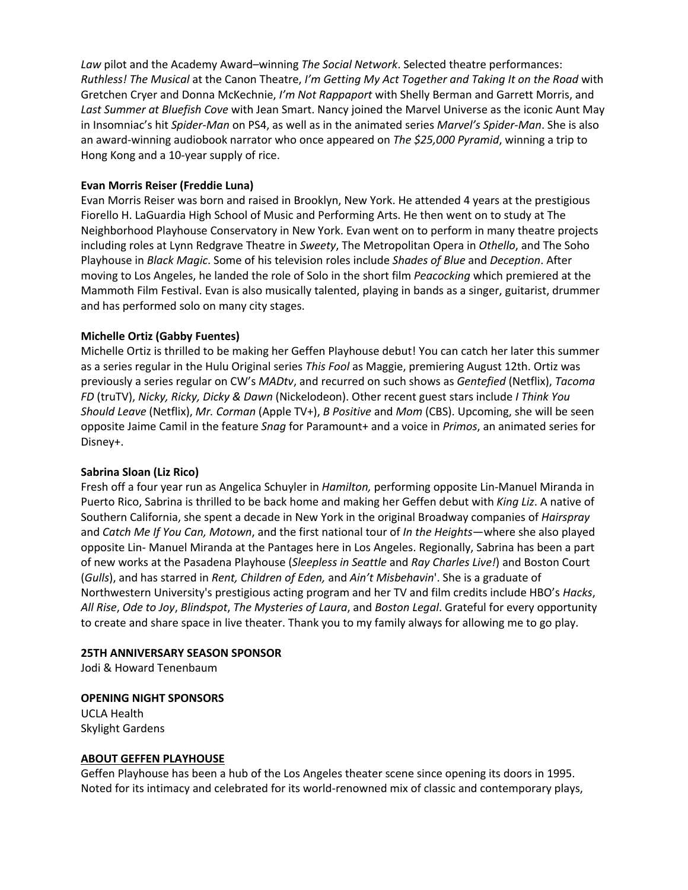*Law* pilot and the Academy Award–winning *The Social Network*. Selected theatre performances: *Ruthless! The Musical* at the Canon Theatre, *I'm Getting My Act Together and Taking It on the Road* with Gretchen Cryer and Donna McKechnie, *I'm Not Rappaport* with Shelly Berman and Garrett Morris, and *Last Summer at Bluefish Cove* with Jean Smart. Nancy joined the Marvel Universe as the iconic Aunt May in Insomniac's hit *Spider-Man* on PS4, as well as in the animated series *Marvel's Spider-Man*. She is also an award-winning audiobook narrator who once appeared on *The $25,000 Pyramid*, winning a trip to Hong Kong and a 10-year supply of rice.

**Evan Morris Reiser (Freddie Luna)**
Evan Morris Reiser was born and raised in Brooklyn, New York. He attended 4 years at the prestigious Fiorello H. LaGuardia High School of Music and Performing Arts. He then went on to study at The Neighborhood Playhouse Conservatory in New York. Evan went on to perform in many theatre projects including roles at Lynn Redgrave Theatre in *Sweety*, The Metropolitan Opera in *Othello*, and The Soho Playhouse in *Black Magic*. Some of his television roles include *Shades of Blue* and *Deception*. After moving to Los Angeles, he landed the role of Solo in the short film *Peacocking* which premiered at the Mammoth Film Festival. Evan is also musically talented, playing in bands as a singer, guitarist, drummer and has performed solo on many city stages.

**Michelle Ortiz (Gabby Fuentes)**
Michelle Ortiz is thrilled to be making her Geffen Playhouse debut! You can catch her later this summer as a series regular in the Hulu Original series *This Fool* as Maggie, premiering August 12th. Ortiz was previously a series regular on CW's *MADtv*, and recurred on such shows as *Gentefied* (Netflix), *Tacoma FD* (truTV), *Nicky, Ricky, Dicky & Dawn* (Nickelodeon). Other recent guest stars include *I Think You Should Leave* (Netflix), *Mr. Corman* (Apple TV+), *B Positive* and *Mom* (CBS). Upcoming, she will be seen opposite Jaime Camil in the feature *Snag* for Paramount+ and a voice in *Primos*, an animated series for Disney+.

**Sabrina Sloan (Liz Rico)**
Fresh off a four year run as Angelica Schuyler in *Hamilton,* performing opposite Lin-Manuel Miranda in Puerto Rico, Sabrina is thrilled to be back home and making her Geffen debut with *King Liz*. A native of Southern California, she spent a decade in New York in the original Broadway companies of *Hairspray* and *Catch Me If You Can, Motown*, and the first national tour of *In the Heights*—where she also played opposite Lin- Manuel Miranda at the Pantages here in Los Angeles. Regionally, Sabrina has been a part of new works at the Pasadena Playhouse (*Sleepless in Seattle* and *Ray Charles Live!*) and Boston Court (*Gulls*), and has starred in *Rent, Children of Eden,* and *Ain't Misbehavin*'. She is a graduate of Northwestern University's prestigious acting program and her TV and film credits include HBO's *Hacks*, *All Rise*, *Ode to Joy*, *Blindspot*, *The Mysteries of Laura*, and *Boston Legal*. Grateful for every opportunity to create and share space in live theater. Thank you to my family always for allowing me to go play.

**25TH ANNIVERSARY SEASON SPONSOR**
Jodi & Howard Tenenbaum

**OPENING NIGHT SPONSORS**
UCLA Health
Skylight Gardens

**ABOUT GEFFEN PLAYHOUSE**
Geffen Playhouse has been a hub of the Los Angeles theater scene since opening its doors in 1995. Noted for its intimacy and celebrated for its world-renowned mix of classic and contemporary plays,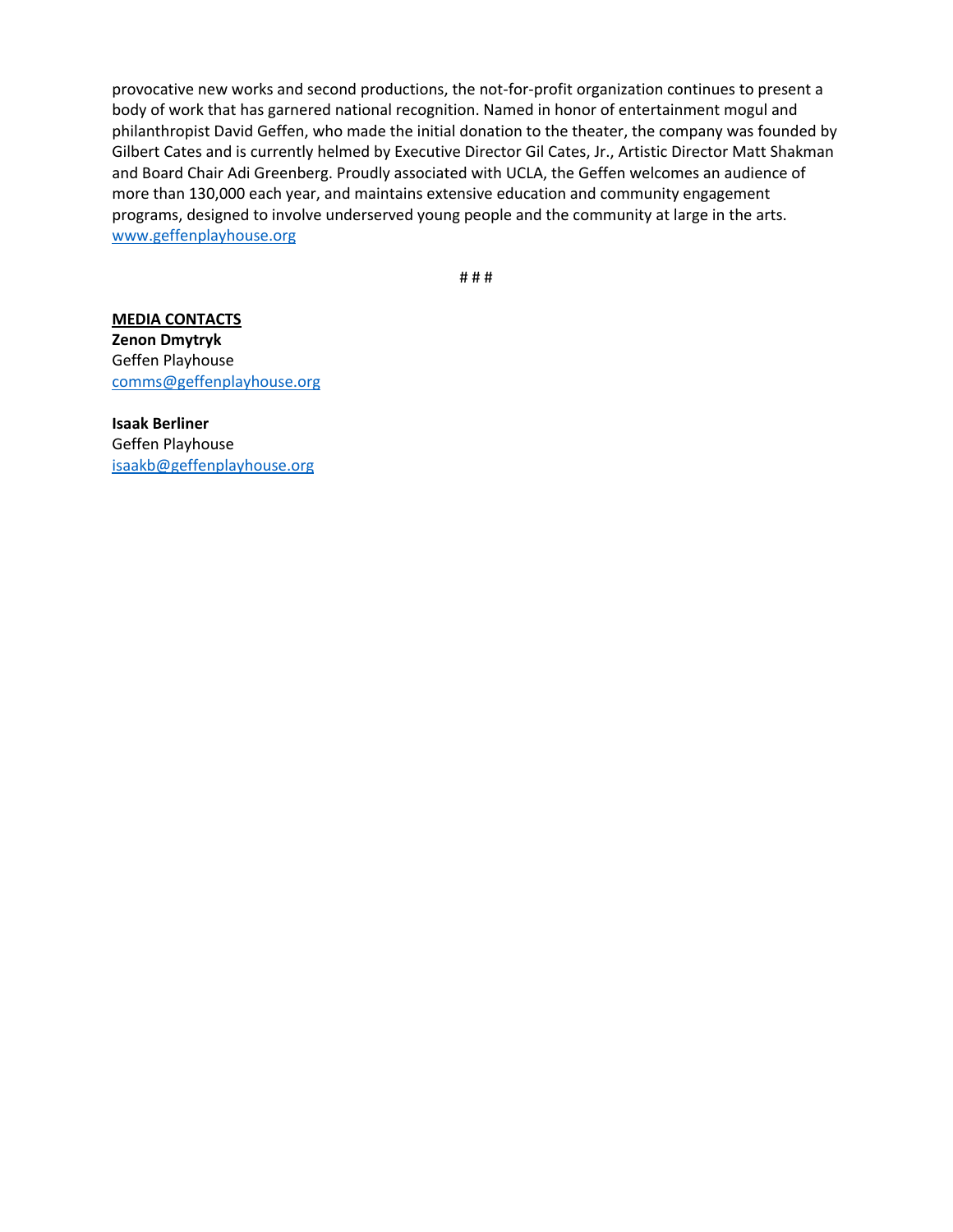provocative new works and second productions, the not-for-profit organization continues to present a body of work that has garnered national recognition. Named in honor of entertainment mogul and philanthropist David Geffen, who made the initial donation to the theater, the company was founded by Gilbert Cates and is currently helmed by Executive Director Gil Cates, Jr., Artistic Director Matt Shakman and Board Chair Adi Greenberg. Proudly associated with UCLA, the Geffen welcomes an audience of more than 130,000 each year, and maintains extensive education and community engagement programs, designed to involve underserved young people and the community at large in the arts. www.geffenplayhouse.org

# # #

**MEDIA CONTACTS**

**Zenon Dmytryk**
Geffen Playhouse
comms@geffenplayhouse.org

**Isaak Berliner**
Geffen Playhouse
isaakb@geffenplayhouse.org